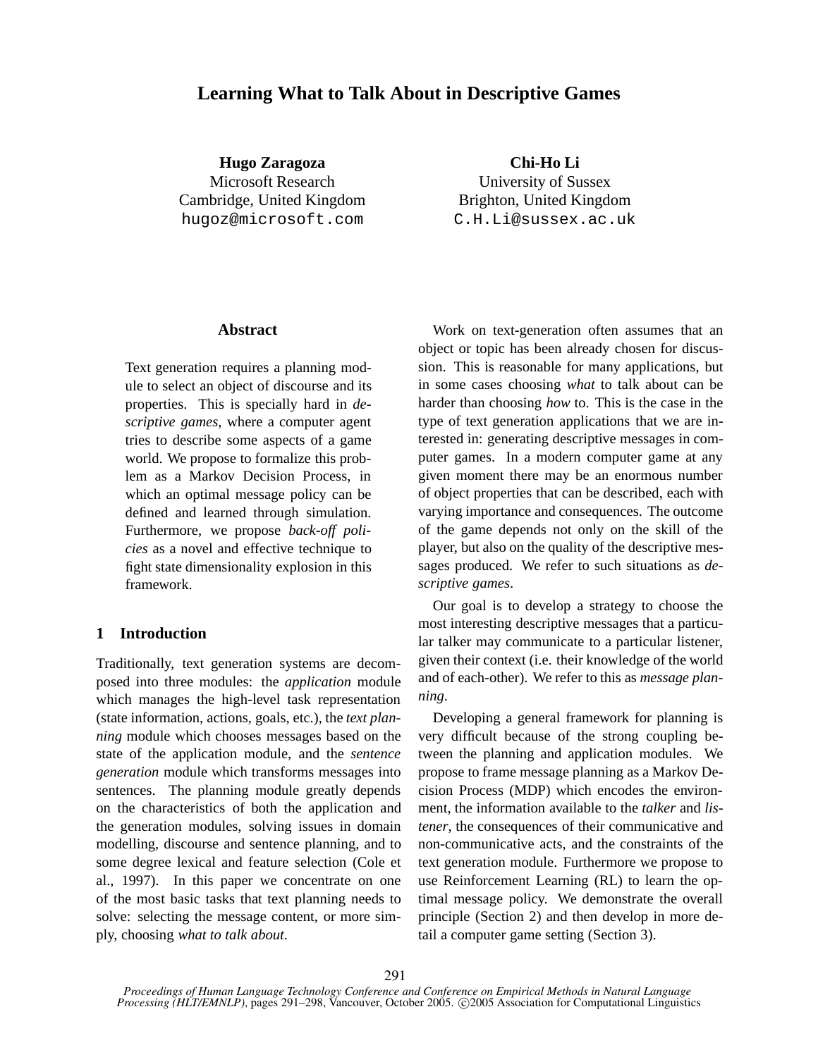# Learning What to Talk About in Descriptive Games

**Hugo Zaragoza**
Microsoft Research
Cambridge, United Kingdom
hugoz@microsoft.com

**Chi-Ho Li**
University of Sussex
Brighton, United Kingdom
C.H.Li@sussex.ac.uk

## Abstract

Text generation requires a planning module to select an object of discourse and its properties. This is specially hard in *descriptive games*, where a computer agent tries to describe some aspects of a game world. We propose to formalize this problem as a Markov Decision Process, in which an optimal message policy can be defined and learned through simulation. Furthermore, we propose *back-off policies* as a novel and effective technique to fight state dimensionality explosion in this framework.

## 1 Introduction

Traditionally, text generation systems are decomposed into three modules: the *application* module which manages the high-level task representation (state information, actions, goals, etc.), the *text planning* module which chooses messages based on the state of the application module, and the *sentence generation* module which transforms messages into sentences. The planning module greatly depends on the characteristics of both the application and the generation modules, solving issues in domain modelling, discourse and sentence planning, and to some degree lexical and feature selection (Cole et al., 1997). In this paper we concentrate on one of the most basic tasks that text planning needs to solve: selecting the message content, or more simply, choosing *what to talk about*.

Work on text-generation often assumes that an object or topic has been already chosen for discussion. This is reasonable for many applications, but in some cases choosing *what* to talk about can be harder than choosing *how* to. This is the case in the type of text generation applications that we are interested in: generating descriptive messages in computer games. In a modern computer game at any given moment there may be an enormous number of object properties that can be described, each with varying importance and consequences. The outcome of the game depends not only on the skill of the player, but also on the quality of the descriptive messages produced. We refer to such situations as *descriptive games*.

Our goal is to develop a strategy to choose the most interesting descriptive messages that a particular talker may communicate to a particular listener, given their context (i.e. their knowledge of the world and of each-other). We refer to this as *message planning*.

Developing a general framework for planning is very difficult because of the strong coupling between the planning and application modules. We propose to frame message planning as a Markov Decision Process (MDP) which encodes the environment, the information available to the *talker* and *listener*, the consequences of their communicative and non-communicative acts, and the constraints of the text generation module. Furthermore we propose to use Reinforcement Learning (RL) to learn the optimal message policy. We demonstrate the overall principle (Section 2) and then develop in more detail a computer game setting (Section 3).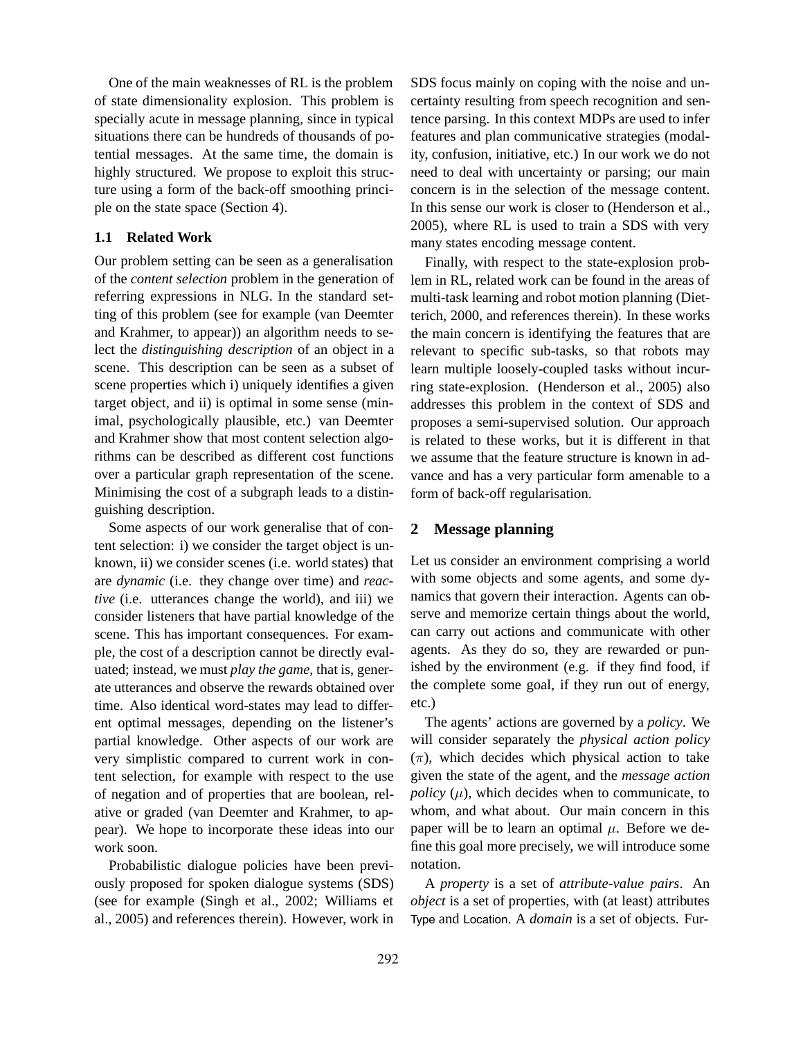One of the main weaknesses of RL is the problem of state dimensionality explosion. This problem is specially acute in message planning, since in typical situations there can be hundreds of thousands of potential messages. At the same time, the domain is highly structured. We propose to exploit this structure using a form of the back-off smoothing principle on the state space (Section 4).

### 1.1 Related Work

Our problem setting can be seen as a generalisation of the *content selection* problem in the generation of referring expressions in NLG. In the standard setting of this problem (see for example (van Deemter and Krahmer, to appear)) an algorithm needs to select the *distinguishing description* of an object in a scene. This description can be seen as a subset of scene properties which i) uniquely identifies a given target object, and ii) is optimal in some sense (minimal, psychologically plausible, etc.) van Deemter and Krahmer show that most content selection algorithms can be described as different cost functions over a particular graph representation of the scene. Minimising the cost of a subgraph leads to a distinguishing description.

Some aspects of our work generalise that of content selection: i) we consider the target object is unknown, ii) we consider scenes (i.e. world states) that are *dynamic* (i.e. they change over time) and *reactive* (i.e. utterances change the world), and iii) we consider listeners that have partial knowledge of the scene. This has important consequences. For example, the cost of a description cannot be directly evaluated; instead, we must *play the game*, that is, generate utterances and observe the rewards obtained over time. Also identical word-states may lead to different optimal messages, depending on the listener's partial knowledge. Other aspects of our work are very simplistic compared to current work in content selection, for example with respect to the use of negation and of properties that are boolean, relative or graded (van Deemter and Krahmer, to appear). We hope to incorporate these ideas into our work soon.

Probabilistic dialogue policies have been previously proposed for spoken dialogue systems (SDS) (see for example (Singh et al., 2002; Williams et al., 2005) and references therein). However, work in SDS focus mainly on coping with the noise and uncertainty resulting from speech recognition and sentence parsing. In this context MDPs are used to infer features and plan communicative strategies (modality, confusion, initiative, etc.) In our work we do not need to deal with uncertainty or parsing; our main concern is in the selection of the message content. In this sense our work is closer to (Henderson et al., 2005), where RL is used to train a SDS with very many states encoding message content.

Finally, with respect to the state-explosion problem in RL, related work can be found in the areas of multi-task learning and robot motion planning (Dietterich, 2000, and references therein). In these works the main concern is identifying the features that are relevant to specific sub-tasks, so that robots may learn multiple loosely-coupled tasks without incurring state-explosion. (Henderson et al., 2005) also addresses this problem in the context of SDS and proposes a semi-supervised solution. Our approach is related to these works, but it is different in that we assume that the feature structure is known in advance and has a very particular form amenable to a form of back-off regularisation.

## 2 Message planning

Let us consider an environment comprising a world with some objects and some agents, and some dynamics that govern their interaction. Agents can observe and memorize certain things about the world, can carry out actions and communicate with other agents. As they do so, they are rewarded or punished by the environment (e.g. if they find food, if the complete some goal, if they run out of energy, etc.)

The agents' actions are governed by a *policy*. We will consider separately the *physical action policy* ($\pi$), which decides which physical action to take given the state of the agent, and the *message action policy* ($\mu$), which decides when to communicate, to whom, and what about. Our main concern in this paper will be to learn an optimal $\mu$. Before we define this goal more precisely, we will introduce some notation.

A *property* is a set of *attribute-value pairs*. An *object* is a set of properties, with (at least) attributes Type and Location. A *domain* is a set of objects. Fur-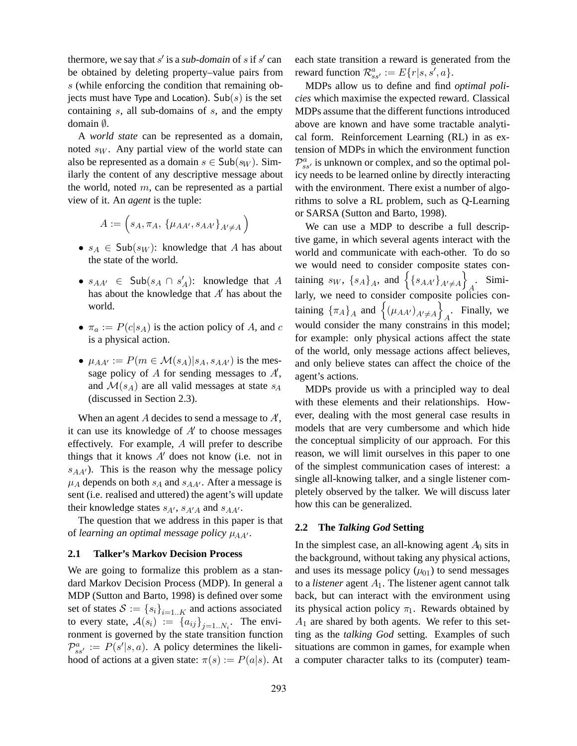thermore, we say that $s'$ is a *sub-domain* of $s$ if $s'$ can be obtained by deleting property–value pairs from $s$ (while enforcing the condition that remaining objects must have Type and Location). $\mathsf{Sub}(s)$ is the set containing $s$, all sub-domains of $s$, and the empty domain $\emptyset$.

A *world state* can be represented as a domain, noted $s_W$. Any partial view of the world state can also be represented as a domain $s \in \mathsf{Sub}(s_W)$. Similarly the content of any descriptive message about the world, noted $m$, can be represented as a partial view of it. An *agent* is the tuple:

$$A := \left( s_A, \pi_A, \{\mu_{AA'}, s_{AA'}\}_{A' \neq A} \right)$$

- $s_A \in \mathsf{Sub}(s_W)$: knowledge that $A$ has about the state of the world.
- $s_{AA'} \in \mathsf{Sub}(s_A \cap s'_A)$: knowledge that $A$ has about the knowledge that $A'$ has about the world.
- $\pi_a := P(c|s_A)$ is the action policy of $A$, and $c$ is a physical action.
- $\mu_{AA'} := P(m \in \mathcal{M}(s_A)|s_A, s_{AA'})$ is the message policy of $A$ for sending messages to $A'$, and $\mathcal{M}(s_A)$ are all valid messages at state $s_A$ (discussed in Section 2.3).

When an agent $A$ decides to send a message to $A'$, it can use its knowledge of $A'$ to choose messages effectively. For example, $A$ will prefer to describe things that it knows $A'$ does not know (i.e. not in $s_{AA'}$). This is the reason why the message policy $\mu_A$ depends on both $s_A$ and $s_{AA'}$. After a message is sent (i.e. realised and uttered) the agent's will update their knowledge states $s_{A'}$, $s_{A'A}$ and $s_{AA'}$.

The question that we address in this paper is that of *learning an optimal message policy* $\mu_{AA'}$.

### 2.1 Talker's Markov Decision Process

We are going to formalize this problem as a standard Markov Decision Process (MDP). In general a MDP (Sutton and Barto, 1998) is defined over some set of states $\mathcal{S} := \{s_i\}_{i=1..K}$ and actions associated to every state, $\mathcal{A}(s_i) := \{a_{ij}\}_{j=1..N_i}$. The environment is governed by the state transition function $\mathcal{P}^a_{ss'} := P(s'|s,a)$. A policy determines the likelihood of actions at a given state: $\pi(s) := P(a|s)$. At each state transition a reward is generated from the reward function $\mathcal{R}^a_{ss'} := E\{r|s,s',a\}$.

MDPs allow us to define and find *optimal policies* which maximise the expected reward. Classical MDPs assume that the different functions introduced above are known and have some tractable analytical form. Reinforcement Learning (RL) in as extension of MDPs in which the environment function $\mathcal{P}^a_{ss'}$ is unknown or complex, and so the optimal policy needs to be learned online by directly interacting with the environment. There exist a number of algorithms to solve a RL problem, such as Q-Learning or SARSA (Sutton and Barto, 1998).

We can use a MDP to describe a full descriptive game, in which several agents interact with the world and communicate with each-other. To do so we would need to consider composite states containing $s_W$, $\{s_A\}_A$, and $\left\{\{s_{AA'}\}_{A' \neq A}\right\}_A$. Similarly, we need to consider composite policies containing $\{\pi_A\}_A$ and $\left\{(\mu_{AA'})_{A' \neq A}\right\}_A$. Finally, we would consider the many constrains in this model; for example: only physical actions affect the state of the world, only message actions affect believes, and only believe states can affect the choice of the agent's actions.

MDPs provide us with a principled way to deal with these elements and their relationships. However, dealing with the most general case results in models that are very cumbersome and which hide the conceptual simplicity of our approach. For this reason, we will limit ourselves in this paper to one of the simplest communication cases of interest: a single all-knowing talker, and a single listener completely observed by the talker. We will discuss later how this can be generalized.

### 2.2 The *Talking God* Setting

In the simplest case, an all-knowing agent $A_0$ sits in the background, without taking any physical actions, and uses its message policy ($\mu_{01}$) to send messages to a *listener* agent $A_1$. The listener agent cannot talk back, but can interact with the environment using its physical action policy $\pi_1$. Rewards obtained by $A_1$ are shared by both agents. We refer to this setting as the *talking God* setting. Examples of such situations are common in games, for example when a computer character talks to its (computer) team-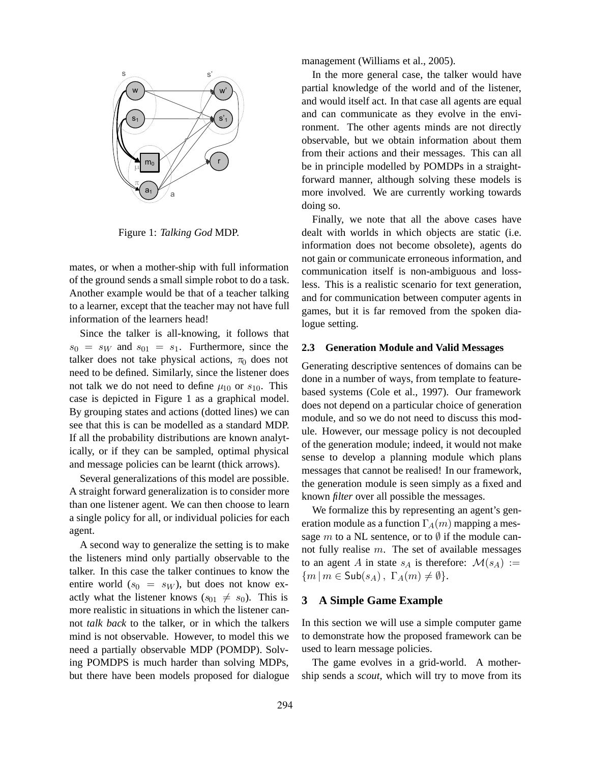Figure 1: *Talking God* MDP.

mates, or when a mother-ship with full information of the ground sends a small simple robot to do a task. Another example would be that of a teacher talking to a learner, except that the teacher may not have full information of the learners head!

Since the talker is all-knowing, it follows that $s_0 = s_W$ and $s_{01} = s_1$. Furthermore, since the talker does not take physical actions, $\pi_0$ does not need to be defined. Similarly, since the listener does not talk we do not need to define $\mu_{10}$ or $s_{10}$. This case is depicted in Figure 1 as a graphical model. By grouping states and actions (dotted lines) we can see that this is can be modelled as a standard MDP. If all the probability distributions are known analytically, or if they can be sampled, optimal physical and message policies can be learnt (thick arrows).

Several generalizations of this model are possible. A straight forward generalization is to consider more than one listener agent. We can then choose to learn a single policy for all, or individual policies for each agent.

A second way to generalize the setting is to make the listeners mind only partially observable to the talker. In this case the talker continues to know the entire world ($s_0 = s_W$), but does not know exactly what the listener knows ($s_{01} \neq s_0$). This is more realistic in situations in which the listener cannot *talk back* to the talker, or in which the talkers mind is not observable. However, to model this we need a partially observable MDP (POMDP). Solving POMDPS is much harder than solving MDPs, but there have been models proposed for dialogue management (Williams et al., 2005).

In the more general case, the talker would have partial knowledge of the world and of the listener, and would itself act. In that case all agents are equal and can communicate as they evolve in the environment. The other agents minds are not directly observable, but we obtain information about them from their actions and their messages. This can all be in principle modelled by POMDPs in a straightforward manner, although solving these models is more involved. We are currently working towards doing so.

Finally, we note that all the above cases have dealt with worlds in which objects are static (i.e. information does not become obsolete), agents do not gain or communicate erroneous information, and communication itself is non-ambiguous and loss-less. This is a realistic scenario for text generation, and for communication between computer agents in games, but it is far removed from the spoken dialogue setting.

### 2.3 Generation Module and Valid Messages

Generating descriptive sentences of domains can be done in a number of ways, from template to feature-based systems (Cole et al., 1997). Our framework does not depend on a particular choice of generation module, and so we do not need to discuss this module. However, our message policy is not decoupled of the generation module; indeed, it would not make sense to develop a planning module which plans messages that cannot be realised! In our framework, the generation module is seen simply as a fixed and known *filter* over all possible the messages.

We formalize this by representing an agent's generation module as a function $\Gamma_A(m)$ mapping a message $m$ to a NL sentence, or to $\emptyset$ if the module cannot fully realise $m$. The set of available messages to an agent $A$ in state $s_A$ is therefore: $\mathcal{M}(s_A) := \{m \,|\, m \in \mathsf{Sub}(s_A)\,,\ \Gamma_A(m) \neq \emptyset\}$.

## 3 A Simple Game Example

In this section we will use a simple computer game to demonstrate how the proposed framework can be used to learn message policies.

The game evolves in a grid-world. A mother-ship sends a *scout*, which will try to move from its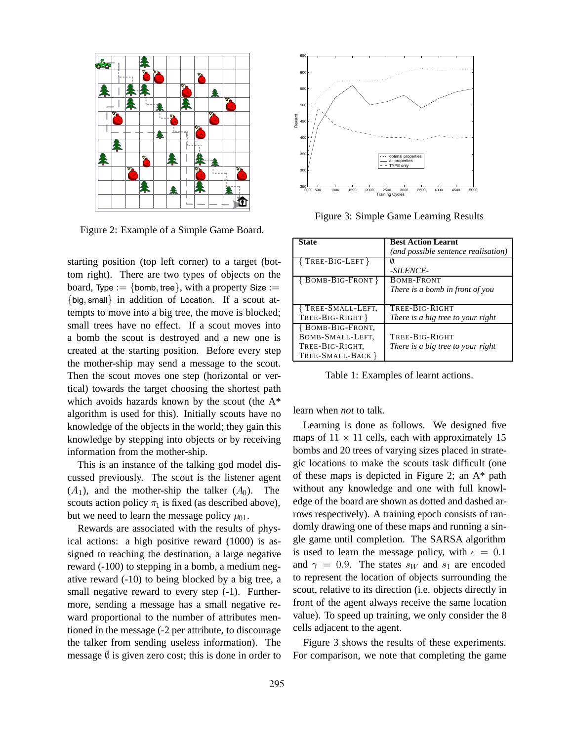Figure 2: Example of a Simple Game Board.

starting position (top left corner) to a target (bottom right). There are two types of objects on the board, Type := {bomb, tree}, with a property Size := {big, small} in addition of Location. If a scout attempts to move into a big tree, the move is blocked; small trees have no effect. If a scout moves into a bomb the scout is destroyed and a new one is created at the starting position. Before every step the mother-ship may send a message to the scout. Then the scout moves one step (horizontal or vertical) towards the target choosing the shortest path which avoids hazards known by the scout (the A* algorithm is used for this). Initially scouts have no knowledge of the objects in the world; they gain this knowledge by stepping into objects or by receiving information from the mother-ship.

This is an instance of the talking god model discussed previously. The scout is the listener agent ($A_1$), and the mother-ship the talker ($A_0$). The scouts action policy $\pi_1$ is fixed (as described above), but we need to learn the message policy $\mu_{01}$.

Rewards are associated with the results of physical actions: a high positive reward (1000) is assigned to reaching the destination, a large negative reward (-100) to stepping in a bomb, a medium negative reward (-10) to being blocked by a big tree, a small negative reward to every step (-1). Furthermore, sending a message has a small negative reward proportional to the number of attributes mentioned in the message (-2 per attribute, to discourage the talker from sending useless information). The message $\emptyset$ is given zero cost; this is done in order to learn when *not* to talk.

Learning is done as follows. We designed five maps of $11 \times 11$ cells, each with approximately 15 bombs and 20 trees of varying sizes placed in strategic locations to make the scouts task difficult (one of these maps is depicted in Figure 2; an A* path without any knowledge and one with full knowledge of the board are shown as dotted and dashed arrows respectively). A training epoch consists of randomly drawing one of these maps and running a single game until completion. The SARSA algorithm is used to learn the message policy, with $\epsilon = 0.1$ and $\gamma = 0.9$. The states $s_W$ and $s_1$ are encoded to represent the location of objects surrounding the scout, relative to its direction (i.e. objects directly in front of the agent always receive the same location value). To speed up training, we only consider the 8 cells adjacent to the agent.

Figure 3 shows the results of these experiments. For comparison, we note that completing the game

Figure 3: Simple Game Learning Results

| State | Best Action Learnt *(and possible sentence realisation)* |
|---|---|
| { TREE-BIG-LEFT } | $\emptyset$ *-SILENCE-* |
| { BOMB-BIG-FRONT } | BOMB-FRONT *There is a bomb in front of you* |
| { TREE-SMALL-LEFT, TREE-BIG-RIGHT } | TREE-BIG-RIGHT *There is a big tree to your right* |
| { BOMB-BIG-FRONT, BOMB-SMALL-LEFT, TREE-BIG-RIGHT, TREE-SMALL-BACK } | TREE-BIG-RIGHT *There is a big tree to your right* |

Table 1: Examples of learnt actions.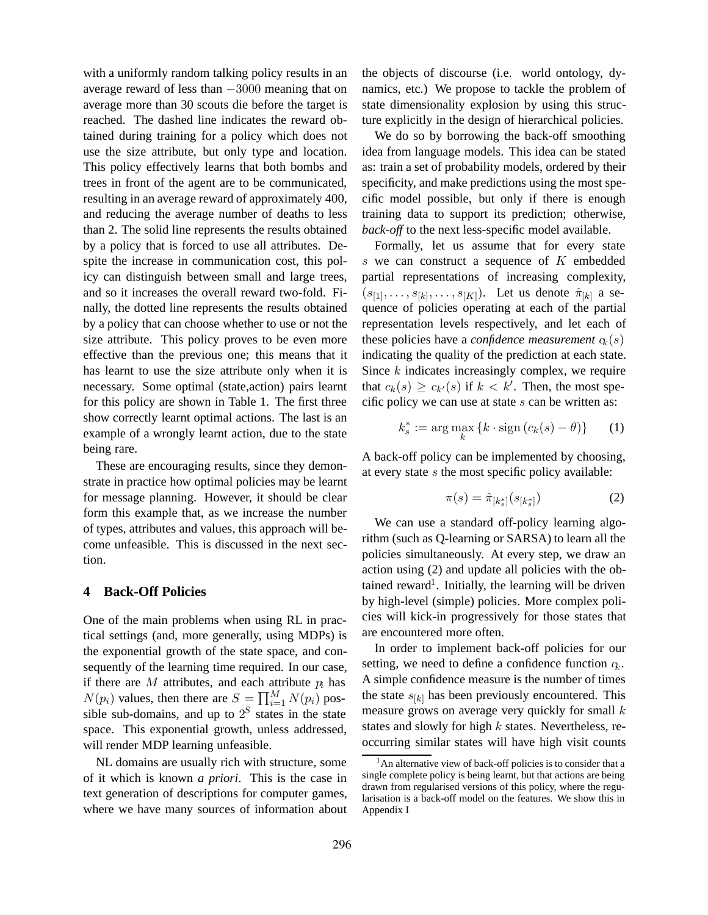with a uniformly random talking policy results in an average reward of less than $-3000$ meaning that on average more than 30 scouts die before the target is reached. The dashed line indicates the reward obtained during training for a policy which does not use the size attribute, but only type and location. This policy effectively learns that both bombs and trees in front of the agent are to be communicated, resulting in an average reward of approximately 400, and reducing the average number of deaths to less than 2. The solid line represents the results obtained by a policy that is forced to use all attributes. Despite the increase in communication cost, this policy can distinguish between small and large trees, and so it increases the overall reward two-fold. Finally, the dotted line represents the results obtained by a policy that can choose whether to use or not the size attribute. This policy proves to be even more effective than the previous one; this means that it has learnt to use the size attribute only when it is necessary. Some optimal (state,action) pairs learnt for this policy are shown in Table 1. The first three show correctly learnt optimal actions. The last is an example of a wrongly learnt action, due to the state being rare.

These are encouraging results, since they demonstrate in practice how optimal policies may be learnt for message planning. However, it should be clear form this example that, as we increase the number of types, attributes and values, this approach will become unfeasible. This is discussed in the next section.

## 4 Back-Off Policies

One of the main problems when using RL in practical settings (and, more generally, using MDPs) is the exponential growth of the state space, and consequently of the learning time required. In our case, if there are $M$ attributes, and each attribute $p_i$ has $N(p_i)$ values, then there are $S = \prod_{i=1}^{M} N(p_i)$ possible sub-domains, and up to $2^S$ states in the state space. This exponential growth, unless addressed, will render MDP learning unfeasible.

NL domains are usually rich with structure, some of it which is known *a priori*. This is the case in text generation of descriptions for computer games, where we have many sources of information about the objects of discourse (i.e. world ontology, dynamics, etc.) We propose to tackle the problem of state dimensionality explosion by using this structure explicitly in the design of hierarchical policies.

We do so by borrowing the back-off smoothing idea from language models. This idea can be stated as: train a set of probability models, ordered by their specificity, and make predictions using the most specific model possible, but only if there is enough training data to support its prediction; otherwise, *back-off* to the next less-specific model available.

Formally, let us assume that for every state $s$ we can construct a sequence of $K$ embedded partial representations of increasing complexity, $(s_{[1]}, \ldots, s_{[k]}, \ldots, s_{[K]})$. Let us denote $\hat{\pi}_{[k]}$ a sequence of policies operating at each of the partial representation levels respectively, and let each of these policies have a *confidence measurement* $c_k(s)$ indicating the quality of the prediction at each state. Since $k$ indicates increasingly complex, we require that $c_k(s) \geq c_{k'}(s)$ if $k < k'$. Then, the most specific policy we can use at state $s$ can be written as:

$$k_s^* := \arg\max_k \{k \cdot \text{sign}\,(c_k(s) - \theta)\} \qquad (1)$$

A back-off policy can be implemented by choosing, at every state $s$ the most specific policy available:

$$\pi(s) = \hat{\pi}_{[k_s^*]}(s_{[k_s^*]}) \qquad (2)$$

We can use a standard off-policy learning algorithm (such as Q-learning or SARSA) to learn all the policies simultaneously. At every step, we draw an action using (2) and update all policies with the obtained reward[1]. Initially, the learning will be driven by high-level (simple) policies. More complex policies will kick-in progressively for those states that are encountered more often.

In order to implement back-off policies for our setting, we need to define a confidence function $c_k$. A simple confidence measure is the number of times the state $s_{[k]}$ has been previously encountered. This measure grows on average very quickly for small $k$ states and slowly for high $k$ states. Nevertheless, reoccurring similar states will have high visit counts

[1] An alternative view of back-off policies is to consider that a single complete policy is being learnt, but that actions are being drawn from regularised versions of this policy, where the regularisation is a back-off model on the features. We show this in Appendix I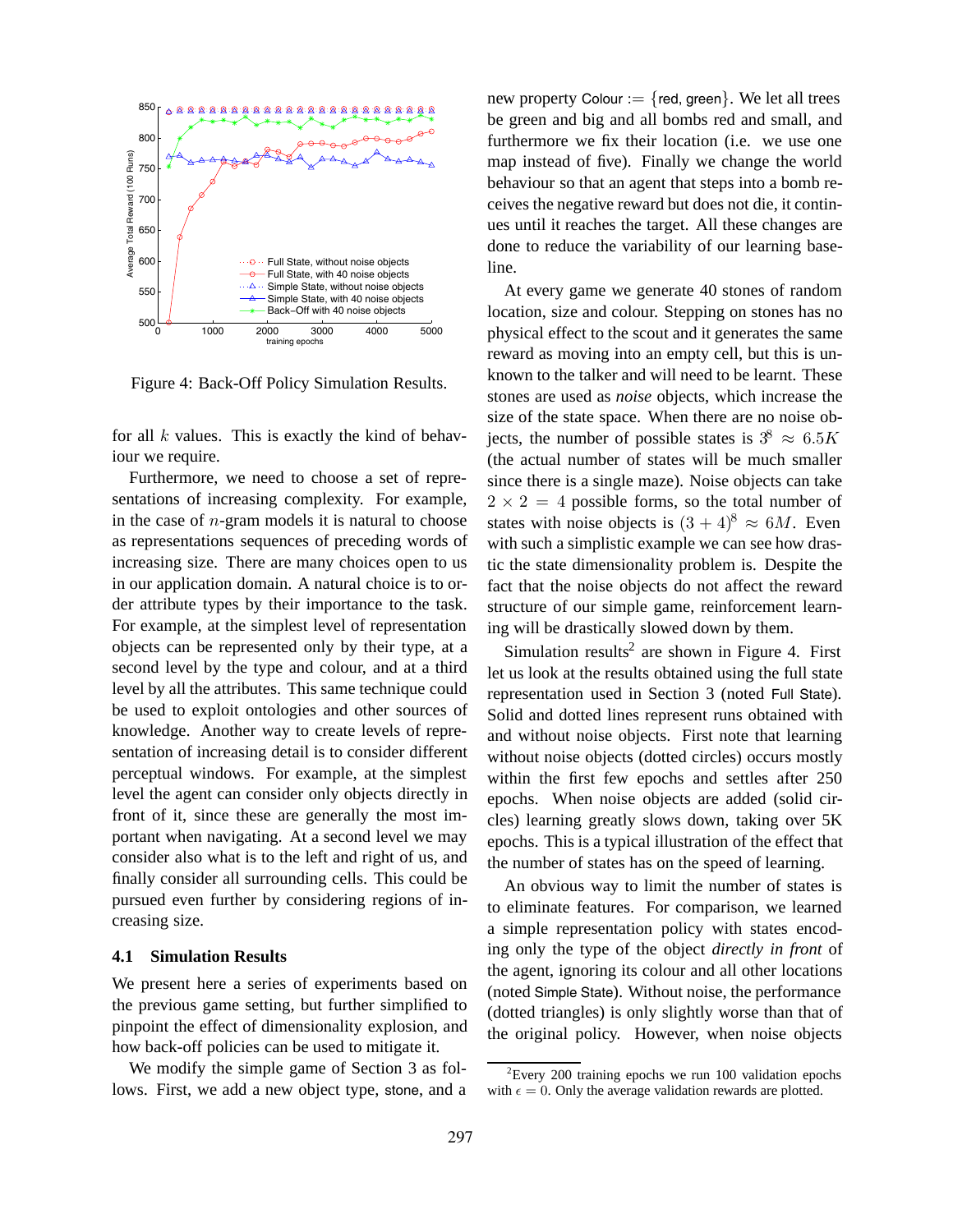Figure 4: Back-Off Policy Simulation Results.

for all $k$ values. This is exactly the kind of behaviour we require.

Furthermore, we need to choose a set of representations of increasing complexity. For example, in the case of $n$-gram models it is natural to choose as representations sequences of preceding words of increasing size. There are many choices open to us in our application domain. A natural choice is to order attribute types by their importance to the task. For example, at the simplest level of representation objects can be represented only by their type, at a second level by the type and colour, and at a third level by all the attributes. This same technique could be used to exploit ontologies and other sources of knowledge. Another way to create levels of representation of increasing detail is to consider different perceptual windows. For example, at the simplest level the agent can consider only objects directly in front of it, since these are generally the most important when navigating. At a second level we may consider also what is to the left and right of us, and finally consider all surrounding cells. This could be pursued even further by considering regions of increasing size.

### 4.1 Simulation Results

We present here a series of experiments based on the previous game setting, but further simplified to pinpoint the effect of dimensionality explosion, and how back-off policies can be used to mitigate it.

We modify the simple game of Section 3 as follows. First, we add a new object type, stone, and a new property Colour := {red, green}. We let all trees be green and big and all bombs red and small, and furthermore we fix their location (i.e. we use one map instead of five). Finally we change the world behaviour so that an agent that steps into a bomb receives the negative reward but does not die, it continues until it reaches the target. All these changes are done to reduce the variability of our learning baseline.

At every game we generate 40 stones of random location, size and colour. Stepping on stones has no physical effect to the scout and it generates the same reward as moving into an empty cell, but this is unknown to the talker and will need to be learnt. These stones are used as *noise* objects, which increase the size of the state space. When there are no noise objects, the number of possible states is $3^8 \approx 6.5K$ (the actual number of states will be much smaller since there is a single maze). Noise objects can take $2 \times 2 = 4$ possible forms, so the total number of states with noise objects is $(3+4)^8 \approx 6M$. Even with such a simplistic example we can see how drastic the state dimensionality problem is. Despite the fact that the noise objects do not affect the reward structure of our simple game, reinforcement learning will be drastically slowed down by them.

Simulation results[2] are shown in Figure 4. First let us look at the results obtained using the full state representation used in Section 3 (noted Full State). Solid and dotted lines represent runs obtained with and without noise objects. First note that learning without noise objects (dotted circles) occurs mostly within the first few epochs and settles after 250 epochs. When noise objects are added (solid circles) learning greatly slows down, taking over 5K epochs. This is a typical illustration of the effect that the number of states has on the speed of learning.

An obvious way to limit the number of states is to eliminate features. For comparison, we learned a simple representation policy with states encoding only the type of the object *directly in front* of the agent, ignoring its colour and all other locations (noted Simple State). Without noise, the performance (dotted triangles) is only slightly worse than that of the original policy. However, when noise objects

[2] Every 200 training epochs we run 100 validation epochs with $\epsilon = 0$. Only the average validation rewards are plotted.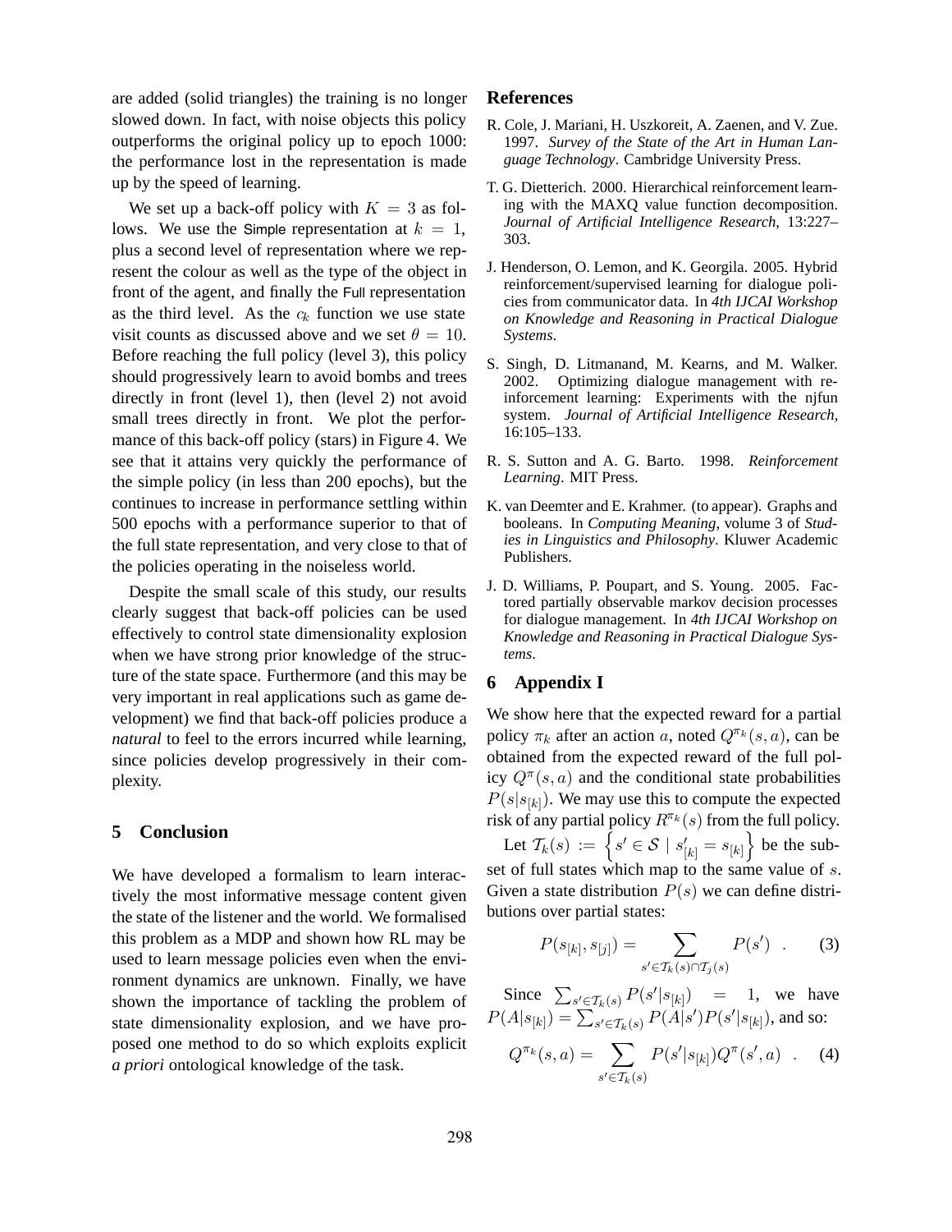are added (solid triangles) the training is no longer slowed down. In fact, with noise objects this policy outperforms the original policy up to epoch 1000: the performance lost in the representation is made up by the speed of learning.

We set up a back-off policy with $K = 3$ as follows. We use the Simple representation at $k = 1$, plus a second level of representation where we represent the colour as well as the type of the object in front of the agent, and finally the Full representation as the third level. As the $c_k$ function we use state visit counts as discussed above and we set $\theta = 10$. Before reaching the full policy (level 3), this policy should progressively learn to avoid bombs and trees directly in front (level 1), then (level 2) not avoid small trees directly in front. We plot the performance of this back-off policy (stars) in Figure 4. We see that it attains very quickly the performance of the simple policy (in less than 200 epochs), but the continues to increase in performance settling within 500 epochs with a performance superior to that of the full state representation, and very close to that of the policies operating in the noiseless world.

Despite the small scale of this study, our results clearly suggest that back-off policies can be used effectively to control state dimensionality explosion when we have strong prior knowledge of the structure of the state space. Furthermore (and this may be very important in real applications such as game development) we find that back-off policies produce a *natural* to feel to the errors incurred while learning, since policies develop progressively in their complexity.

## 5 Conclusion

We have developed a formalism to learn interactively the most informative message content given the state of the listener and the world. We formalised this problem as a MDP and shown how RL may be used to learn message policies even when the environment dynamics are unknown. Finally, we have shown the importance of tackling the problem of state dimensionality explosion, and we have proposed one method to do so which exploits explicit *a priori* ontological knowledge of the task.

## References

R. Cole, J. Mariani, H. Uszkoreit, A. Zaenen, and V. Zue. 1997. *Survey of the State of the Art in Human Language Technology*. Cambridge University Press.

T. G. Dietterich. 2000. Hierarchical reinforcement learning with the MAXQ value function decomposition. *Journal of Artificial Intelligence Research*, 13:227–303.

J. Henderson, O. Lemon, and K. Georgila. 2005. Hybrid reinforcement/supervised learning for dialogue policies from communicator data. In *4th IJCAI Workshop on Knowledge and Reasoning in Practical Dialogue Systems*.

S. Singh, D. Litmanand, M. Kearns, and M. Walker. 2002. Optimizing dialogue management with reinforcement learning: Experiments with the njfun system. *Journal of Artificial Intelligence Research*, 16:105–133.

R. S. Sutton and A. G. Barto. 1998. *Reinforcement Learning*. MIT Press.

K. van Deemter and E. Krahmer. (to appear). Graphs and booleans. In *Computing Meaning*, volume 3 of *Studies in Linguistics and Philosophy*. Kluwer Academic Publishers.

J. D. Williams, P. Poupart, and S. Young. 2005. Factored partially observable markov decision processes for dialogue management. In *4th IJCAI Workshop on Knowledge and Reasoning in Practical Dialogue Systems*.

## 6 Appendix I

We show here that the expected reward for a partial policy $\pi_k$ after an action $a$, noted $Q^{\pi_k}(s, a)$, can be obtained from the expected reward of the full policy $Q^{\pi}(s, a)$ and the conditional state probabilities $P(s|s_{[k]})$. We may use this to compute the expected risk of any partial policy $R^{\pi_k}(s)$ from the full policy.

Let $\mathcal{T}_k(s) := \left\{ s' \in \mathcal{S} \mid s'_{[k]} = s_{[k]} \right\}$ be the subset of full states which map to the same value of $s$. Given a state distribution $P(s)$ we can define distributions over partial states:

$$P(s_{[k]}, s_{[j]}) = \sum_{s' \in \mathcal{T}_k(s) \cap \mathcal{T}_j(s)} P(s') \quad . \qquad (3)$$

Since $\sum_{s' \in \mathcal{T}_k(s)} P(s'|s_{[k]}) = 1$, we have $P(A|s_{[k]}) = \sum_{s' \in \mathcal{T}_k(s)} P(A|s')P(s'|s_{[k]})$, and so:

$$Q^{\pi_k}(s, a) = \sum_{s' \in \mathcal{T}_k(s)} P(s'|s_{[k]}) Q^{\pi}(s', a) \quad . \qquad (4)$$